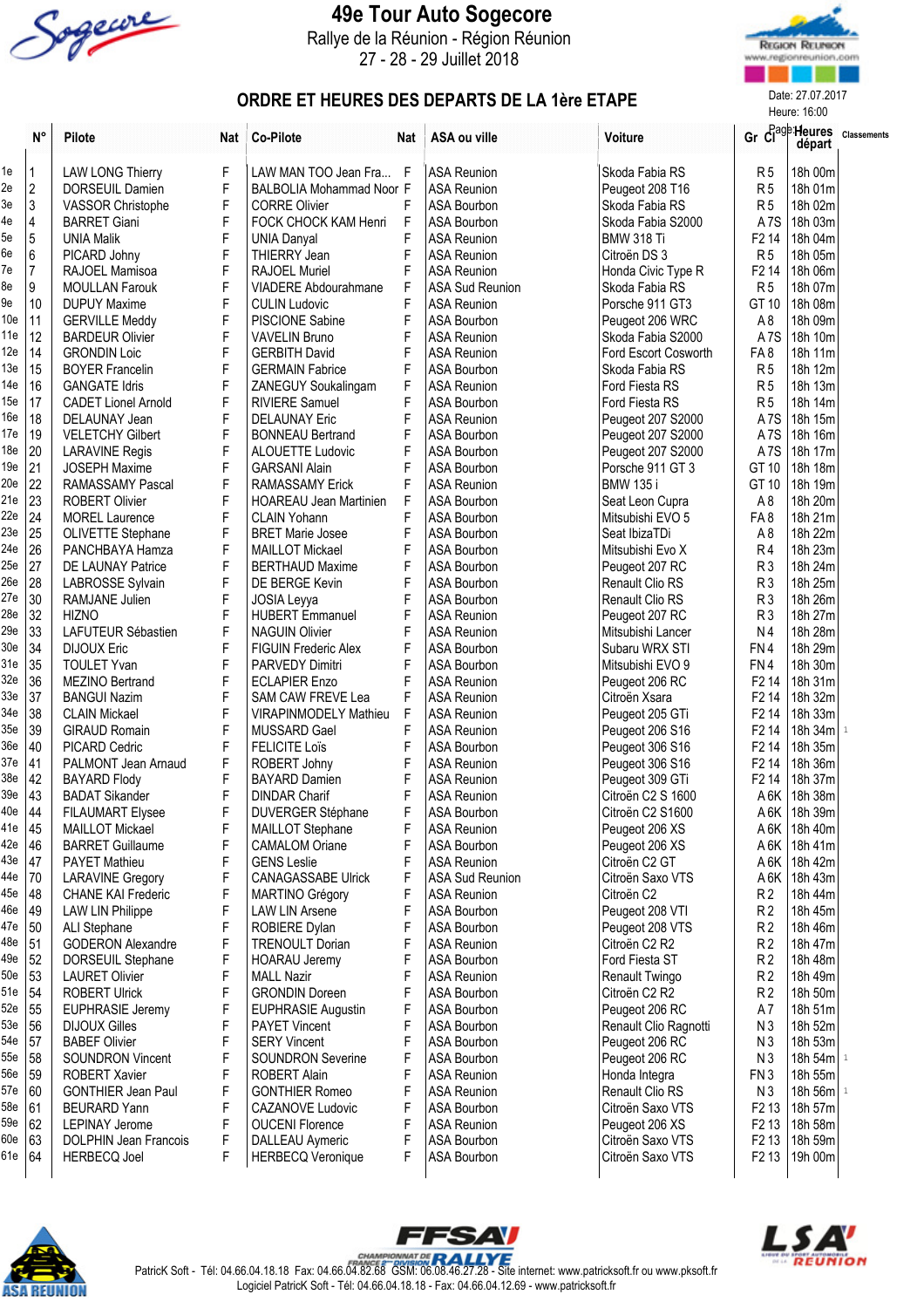# 49e Tour Auto Sogecore

Rallye de la Réunion - Région Réunion

27 - 28 - 29 Juillet 2018

## ORDRE ET HEURES DES DEPARTS DE LA 1ère ETAPE

Date: 27.07.2017

Heure: 16:00

| | N° | Pilote | Nat | Co-Pilote | Nat | ASA ou ville | Voiture | Gr Cl | Heures départ | Classements |
|---|---|---|---|---|---|---|---|---|---|---|
| 1e | 1 | LAW LONG Thierry | F | LAW MAN TOO Jean Fra... | F | ASA Reunion | Skoda Fabia RS | R 5 | 18h 00m | |
| 2e | 2 | DORSEUIL Damien | F | BALBOLIA Mohammad Noor | F | ASA Reunion | Peugeot 208 T16 | R 5 | 18h 01m | |
| 3e | 3 | VASSOR Christophe | F | CORRE Olivier | F | ASA Bourbon | Skoda Fabia RS | R 5 | 18h 02m | |
| 4e | 4 | BARRET Giani | F | FOCK CHOCK KAM Henri | F | ASA Bourbon | Skoda Fabia S2000 | A 7S | 18h 03m | |
| 5e | 5 | UNIA Malik | F | UNIA Danyal | F | ASA Reunion | BMW 318 Ti | F2 14 | 18h 04m | |
| 6e | 6 | PICARD Johny | F | THIERRY Jean | F | ASA Reunion | Citroën DS 3 | R 5 | 18h 05m | |
| 7e | 7 | RAJOEL Mamisoa | F | RAJOEL Muriel | F | ASA Reunion | Honda Civic Type R | F2 14 | 18h 06m | |
| 8e | 9 | MOULLAN Farouk | F | VIADERE Abdourahmane | F | ASA Sud Reunion | Skoda Fabia RS | R 5 | 18h 07m | |
| 9e | 10 | DUPUY Maxime | F | CULIN Ludovic | F | ASA Reunion | Porsche 911 GT3 | GT 10 | 18h 08m | |
| 10e | 11 | GERVILLE Meddy | F | PISCIONE Sabine | F | ASA Bourbon | Peugeot 206 WRC | A 8 | 18h 09m | |
| 11e | 12 | BARDEUR Olivier | F | VAVELIN Bruno | F | ASA Reunion | Skoda Fabia S2000 | A 7S | 18h 10m | |
| 12e | 14 | GRONDIN Loic | F | GERBITH David | F | ASA Reunion | Ford Escort Cosworth | FA 8 | 18h 11m | |
| 13e | 15 | BOYER Francelin | F | GERMAIN Fabrice | F | ASA Reunion | Skoda Fabia RS | R 5 | 18h 12m | |
| 14e | 16 | GANGATE Idris | F | ZANEGUY Soukalingam | F | ASA Reunion | Ford Fiesta RS | R 5 | 18h 13m | |
| 15e | 17 | CADET Lionel Arnold | F | RIVIERE Samuel | F | ASA Bourbon | Ford Fiesta RS | R 5 | 18h 14m | |
| 16e | 18 | DELAUNAY Jean | F | DELAUNAY Eric | F | ASA Bourbon | Peugeot 207 S2000 | A 7S | 18h 15m | |
| 17e | 19 | VELETCHY Gilbert | F | BONNEAU Bertrand | F | ASA Bourbon | Peugeot 207 S2000 | A 7S | 18h 16m | |
| 18e | 20 | LARAVINE Regis | F | ALOUETTE Ludovic | F | ASA Bourbon | Peugeot 207 S2000 | A 7S | 18h 17m | |
| 19e | 21 | JOSEPH Maxime | F | GARSANI Alain | F | ASA Bourbon | Porsche 911 GT 3 | GT 10 | 18h 18m | |
| 20e | 22 | RAMASSAMY Pascal | F | RAMASSAMY Erick | F | ASA Reunion | BMW 135 i | GT 10 | 18h 19m | |
| 21e | 23 | ROBERT Olivier | F | HOAREAU Jean Martinien | F | ASA Bourbon | Seat Leon Cupra | A 8 | 18h 20m | |
| 22e | 24 | MOREL Laurence | F | CLAIN Yohann | F | ASA Bourbon | Mitsubishi EVO 5 | FA 8 | 18h 21m | |
| 23e | 25 | OLIVETTE Stephane | F | BRET Marie Josee | F | ASA Bourbon | Seat IbizaTDi | A 8 | 18h 22m | |
| 24e | 26 | PANCHBAYA Hamza | F | MAILLOT Mickael | F | ASA Bourbon | Mitsubishi Evo X | R 4 | 18h 23m | |
| 25e | 27 | DE LAUNAY Patrice | F | BERTHAUD Maxime | F | ASA Bourbon | Peugeot 207 RC | R 3 | 18h 24m | |
| 26e | 28 | LABROSSE Sylvain | F | DE BERGE Kevin | F | ASA Bourbon | Renault Clio RS | R 3 | 18h 25m | |
| 27e | 30 | RAMJANE Julien | F | JOSIA Leyya | F | ASA Bourbon | Renault Clio RS | R 3 | 18h 26m | |
| 28e | 32 | HIZNO | F | HUBERT Emmanuel | F | ASA Reunion | Peugeot 207 RC | R 3 | 18h 27m | |
| 29e | 33 | LAFUTEUR Sébastien | F | NAGUIN Olivier | F | ASA Reunion | Mitsubishi Lancer | N 4 | 18h 28m | |
| 30e | 34 | DIJOUX Eric | F | FIGUIN Frederic Alex | F | ASA Bourbon | Subaru WRX STI | FN 4 | 18h 29m | |
| 31e | 35 | TOULET Yvan | F | PARVEDY Dimitri | F | ASA Bourbon | Mitsubishi EVO 9 | FN 4 | 18h 30m | |
| 32e | 36 | MEZINO Bertrand | F | ECLAPIER Enzo | F | ASA Reunion | Peugeot 206 RC | F2 14 | 18h 31m | |
| 33e | 37 | BANGUI Nazim | F | SAM CAW FREVE Lea | F | ASA Reunion | Citroën Xsara | F2 14 | 18h 32m | |
| 34e | 38 | CLAIN Mickael | F | VIRAPINMODELY Mathieu | F | ASA Reunion | Peugeot 205 GTi | F2 14 | 18h 33m | |
| 35e | 39 | GIRAUD Romain | F | MUSSARD Gael | F | ASA Reunion | Peugeot 206 S16 | F2 14 | 18h 34m | 1 |
| 36e | 40 | PICARD Cedric | F | FELICITE Loïs | F | ASA Bourbon | Peugeot 306 S16 | F2 14 | 18h 35m | |
| 37e | 41 | PALMONT Jean Arnaud | F | ROBERT Johny | F | ASA Reunion | Peugeot 306 S16 | F2 14 | 18h 36m | |
| 38e | 42 | BAYARD Flody | F | BAYARD Damien | F | ASA Reunion | Peugeot 309 GTi | F2 14 | 18h 37m | |
| 39e | 43 | BADAT Sikander | F | DINDAR Charif | F | ASA Reunion | Citroën C2 S 1600 | A 6K | 18h 38m | |
| 40e | 44 | FILAUMART Elysee | F | DUVERGER Stéphane | F | ASA Bourbon | Citroën C2 S1600 | A 6K | 18h 39m | |
| 41e | 45 | MAILLOT Mickael | F | MAILLOT Stephane | F | ASA Reunion | Peugeot 206 XS | A 6K | 18h 40m | |
| 42e | 46 | BARRET Guillaume | F | CAMALOM Oriane | F | ASA Bourbon | Peugeot 206 XS | A 6K | 18h 41m | |
| 43e | 47 | PAYET Mathieu | F | GENS Leslie | F | ASA Reunion | Citroën C2 GT | A 6K | 18h 42m | |
| 44e | 70 | LARAVINE Gregory | F | CANAGASSABE Ulrick | F | ASA Sud Reunion | Citroën Saxo VTS | A 6K | 18h 43m | |
| 45e | 48 | CHANE KAI Frederic | F | MARTINO Grégory | F | ASA Reunion | Citroën C2 | R 2 | 18h 44m | |
| 46e | 49 | LAW LIN Philippe | F | LAW LIN Arsene | F | ASA Bourbon | Peugeot 208 VTI | R 2 | 18h 45m | |
| 47e | 50 | ALI Stephane | F | ROBIERE Dylan | F | ASA Bourbon | Peugeot 208 VTS | R 2 | 18h 46m | |
| 48e | 51 | GODERON Alexandre | F | TRENOULT Dorian | F | ASA Reunion | Citroën C2 R2 | R 2 | 18h 47m | |
| 49e | 52 | DORSEUIL Stephane | F | HOARAU Jeremy | F | ASA Bourbon | Ford Fiesta ST | R 2 | 18h 48m | |
| 50e | 53 | LAURET Olivier | F | MALL Nazir | F | ASA Reunion | Renault Twingo | R 2 | 18h 49m | |
| 51e | 54 | ROBERT Ulrick | F | GRONDIN Doreen | F | ASA Bourbon | Citroën C2 R2 | R 2 | 18h 50m | |
| 52e | 55 | EUPHRASIE Jeremy | F | EUPHRASIE Augustin | F | ASA Bourbon | Peugeot 206 RC | A 7 | 18h 51m | |
| 53e | 56 | DIJOUX Gilles | F | PAYET Vincent | F | ASA Bourbon | Renault Clio Ragnotti | N 3 | 18h 52m | |
| 54e | 57 | BABEF Olivier | F | SERY Vincent | F | ASA Bourbon | Peugeot 206 RC | N 3 | 18h 53m | |
| 55e | 58 | SOUNDRON Vincent | F | SOUNDRON Severine | F | ASA Bourbon | Peugeot 206 RC | N 3 | 18h 54m | 1 |
| 56e | 59 | ROBERT Xavier | F | ROBERT Alain | F | ASA Reunion | Honda Integra | FN 3 | 18h 55m | |
| 57e | 60 | GONTHIER Jean Paul | F | GONTHIER Romeo | F | ASA Reunion | Renault Clio RS | N 3 | 18h 56m | 1 |
| 58e | 61 | BEURARD Yann | F | CAZANOVE Ludovic | F | ASA Bourbon | Citroën Saxo VTS | F2 13 | 18h 57m | |
| 59e | 62 | LEPINAY Jerome | F | OUCENI Florence | F | ASA Bourbon | Peugeot 206 XS | F2 13 | 18h 58m | |
| 60e | 63 | DOLPHIN Jean Francois | F | DALLEAU Aymeric | F | ASA Bourbon | Citroën Saxo VTS | F2 13 | 18h 59m | |
| 61e | 64 | HERBECQ Joel | F | HERBECQ Veronique | F | ASA Bourbon | Citroën Saxo VTS | F2 13 | 19h 00m | |

PatricK Soft - Tél: 04.66.04.18.18 Fax: 04.66.04.82.68 GSM: 06.08.46.27.28 - Site internet: www.patricksoft.fr ou www.pksoft.fr

Logiciel PatricK Soft - Tél: 04.66.04.18.18 - Fax: 04.66.04.12.69 - www.patricksoft.fr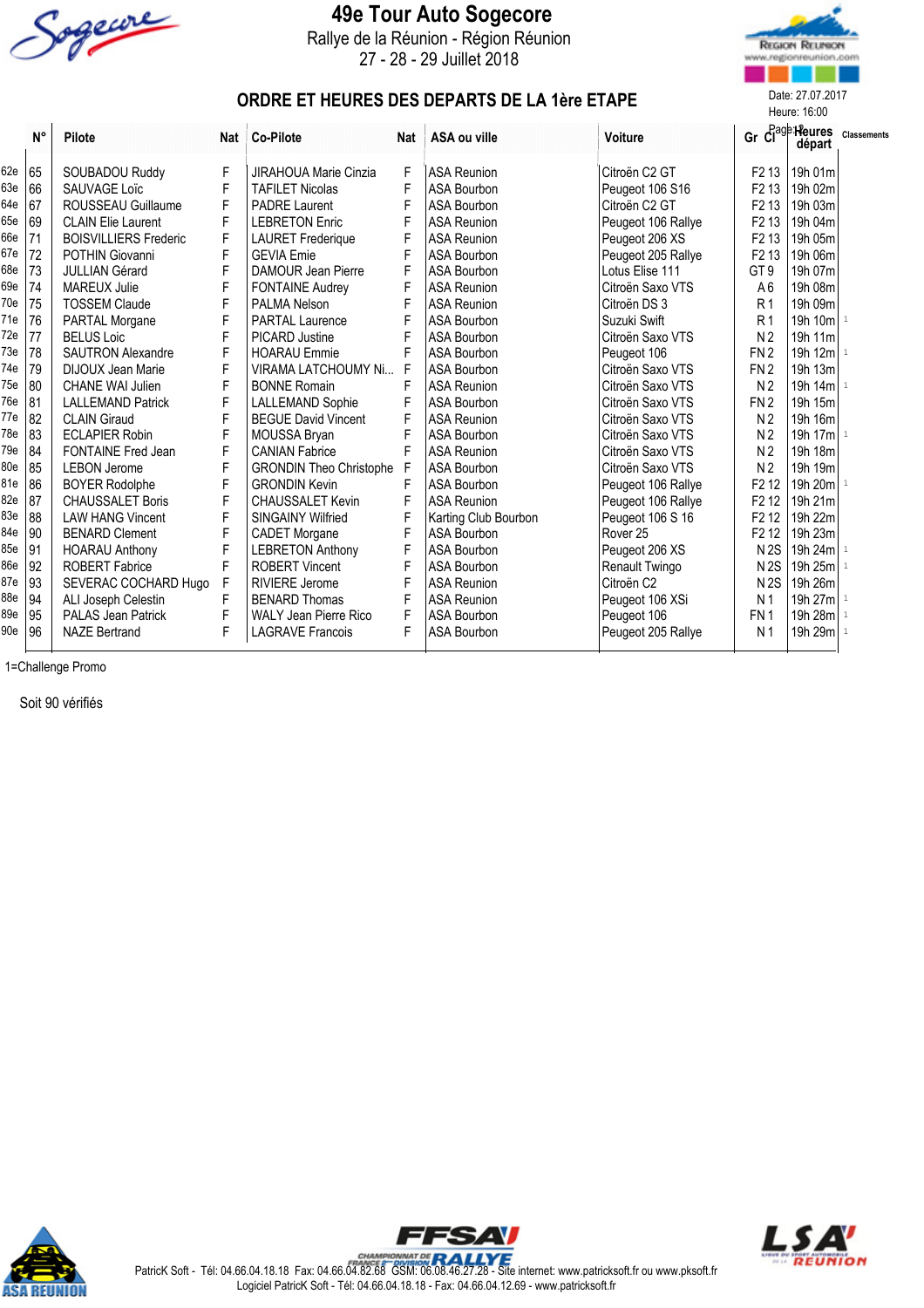# 49e Tour Auto Sogecore

Rallye de la Réunion - Région Réunion

27 - 28 - 29 Juillet 2018

Date: 27.07.2017

Heure: 16:00

## ORDRE ET HEURES DES DEPARTS DE LA 1ère ETAPE

| | N° | Pilote | Nat | Co-Pilote | Nat | ASA ou ville | Voiture | Gr Cl | Heures départ | Classements |
|---|---|---|---|---|---|---|---|---|---|---|
| 62e | 65 | SOUBADOU Ruddy | F | JIRAHOUA Marie Cinzia | F | ASA Reunion | Citroën C2 GT | F2 13 | 19h 01m | |
| 63e | 66 | SAUVAGE Loïc | F | TAFILET Nicolas | F | ASA Bourbon | Peugeot 106 S16 | F2 13 | 19h 02m | |
| 64e | 67 | ROUSSEAU Guillaume | F | PADRE Laurent | F | ASA Bourbon | Citroën C2 GT | F2 13 | 19h 03m | |
| 65e | 69 | CLAIN Elie Laurent | F | LEBRETON Enric | F | ASA Bourbon | Peugeot 106 Rallye | F2 13 | 19h 04m | |
| 66e | 71 | BOISVILLIERS Frederic | F | LAURET Frederique | F | ASA Reunion | Peugeot 206 XS | F2 13 | 19h 05m | |
| 67e | 72 | POTHIN Giovanni | F | GEVIA Emie | F | ASA Bourbon | Peugeot 205 Rallye | F2 13 | 19h 06m | |
| 68e | 73 | JULLIAN Gérard | F | DAMOUR Jean Pierre | F | ASA Bourbon | Lotus Elise 111 | GT 9 | 19h 07m | |
| 69e | 74 | MAREUX Julie | F | FONTAINE Audrey | F | ASA Reunion | Citroën Saxo VTS | A 6 | 19h 08m | |
| 70e | 75 | TOSSEM Claude | F | PALMA Nelson | F | ASA Reunion | Citroën DS 3 | R 1 | 19h 09m | |
| 71e | 76 | PARTAL Morgane | F | PARTAL Laurence | F | ASA Bourbon | Suzuki Swift | R 1 | 19h 10m | 1 |
| 72e | 77 | BELUS Loic | F | PICARD Justine | F | ASA Bourbon | Citroën Saxo VTS | N 2 | 19h 11m | |
| 73e | 78 | SAUTRON Alexandre | F | HOARAU Emmie | F | ASA Bourbon | Peugeot 106 | FN 2 | 19h 12m | 1 |
| 74e | 79 | DIJOUX Jean Marie | F | VIRAMA LATCHOUMY Ni... | F | ASA Bourbon | Citroën Saxo VTS | FN 2 | 19h 13m | |
| 75e | 80 | CHANE WAI Julien | F | BONNE Romain | F | ASA Reunion | Citroën Saxo VTS | N 2 | 19h 14m | 1 |
| 76e | 81 | LALLEMAND Patrick | F | LALLEMAND Sophie | F | ASA Bourbon | Citroën Saxo VTS | FN 2 | 19h 15m | |
| 77e | 82 | CLAIN Giraud | F | BEGUE David Vincent | F | ASA Reunion | Citroën Saxo VTS | N 2 | 19h 16m | |
| 78e | 83 | ECLAPIER Robin | F | MOUSSA Bryan | F | ASA Bourbon | Citroën Saxo VTS | N 2 | 19h 17m | 1 |
| 79e | 84 | FONTAINE Fred Jean | F | CANIAN Fabrice | F | ASA Reunion | Citroën Saxo VTS | N 2 | 19h 18m | |
| 80e | 85 | LEBON Jerome | F | GRONDIN Theo Christophe | F | ASA Bourbon | Citroën Saxo VTS | N 2 | 19h 19m | |
| 81e | 86 | BOYER Rodolphe | F | GRONDIN Kevin | F | ASA Bourbon | Peugeot 106 Rallye | F2 12 | 19h 20m | 1 |
| 82e | 87 | CHAUSSALET Boris | F | CHAUSSALET Kevin | F | ASA Reunion | Peugeot 106 Rallye | F2 12 | 19h 21m | |
| 83e | 88 | LAW HANG Vincent | F | SINGAINY Wilfried | F | Karting Club Bourbon | Peugeot 106 S 16 | F2 12 | 19h 22m | |
| 84e | 90 | BENARD Clement | F | CADET Morgane | F | ASA Bourbon | Rover 25 | F2 12 | 19h 23m | |
| 85e | 91 | HOARAU Anthony | F | LEBRETON Anthony | F | ASA Bourbon | Peugeot 206 XS | N 2S | 19h 24m | 1 |
| 86e | 92 | ROBERT Fabrice | F | ROBERT Vincent | F | ASA Bourbon | Renault Twingo | N 2S | 19h 25m | 1 |
| 87e | 93 | SEVERAC COCHARD Hugo | F | RIVIERE Jerome | F | ASA Reunion | Citroën C2 | N 2S | 19h 26m | |
| 88e | 94 | ALI Joseph Celestin | F | BENARD Thomas | F | ASA Reunion | Peugeot 106 XSi | N 1 | 19h 27m | 1 |
| 89e | 95 | PALAS Jean Patrick | F | WALY Jean Pierre Rico | F | ASA Bourbon | Peugeot 106 | FN 1 | 19h 28m | 1 |
| 90e | 96 | NAZE Bertrand | F | LAGRAVE Francois | F | ASA Bourbon | Peugeot 205 Rallye | N 1 | 19h 29m | 1 |

1=Challenge Promo

Soit 90 vérifiés

PatricK Soft - Tél: 04.66.04.18.18 Fax: 04.66.04.82.68 GSM: 06.08.46.27.28 - Site internet: www.patricksoft.fr ou www.pksoft.fr
Logiciel PatricK Soft - Tél: 04.66.04.18.18 - Fax: 04.66.04.12.69 - www.patricksoft.fr